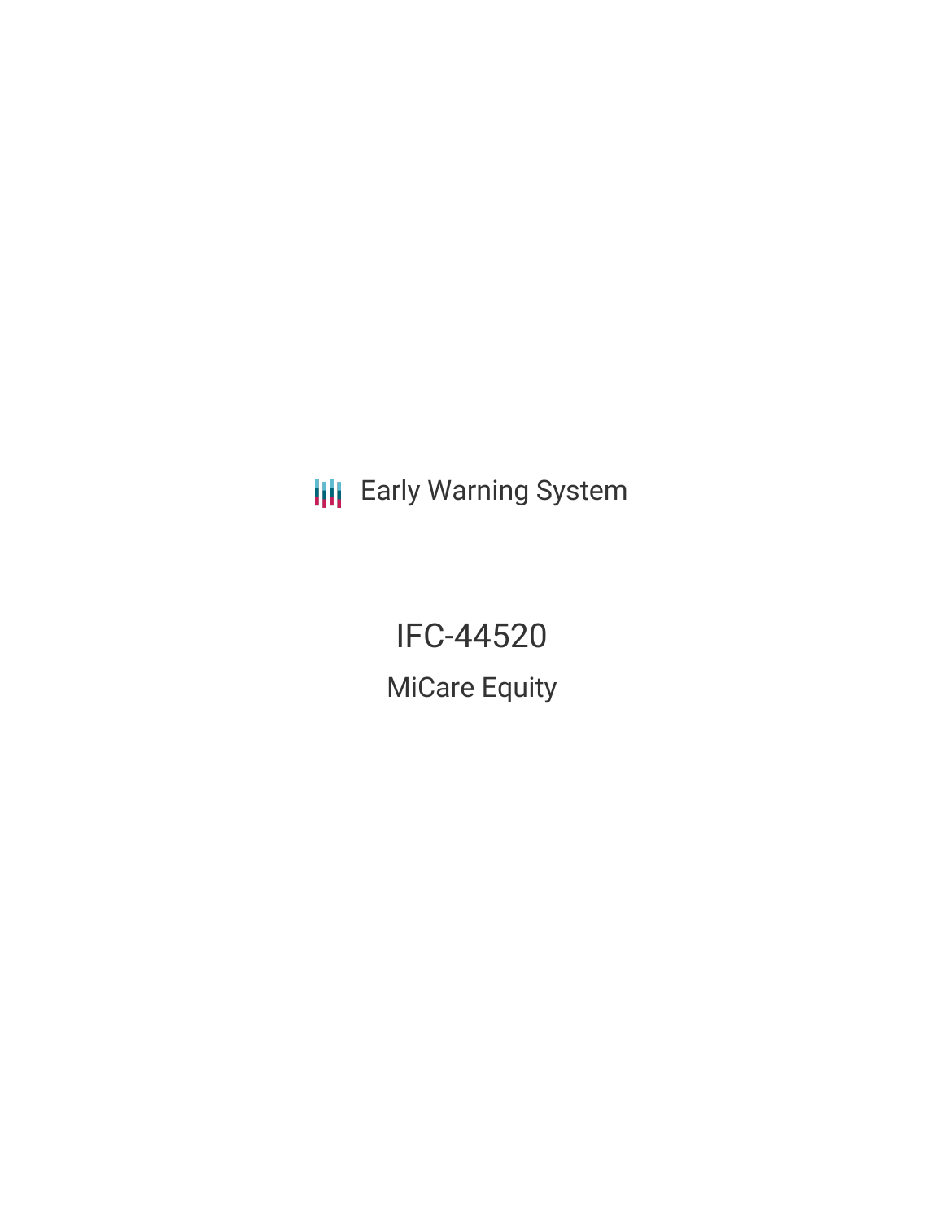Early Warning System

# IFC-44520

## MiCare Equity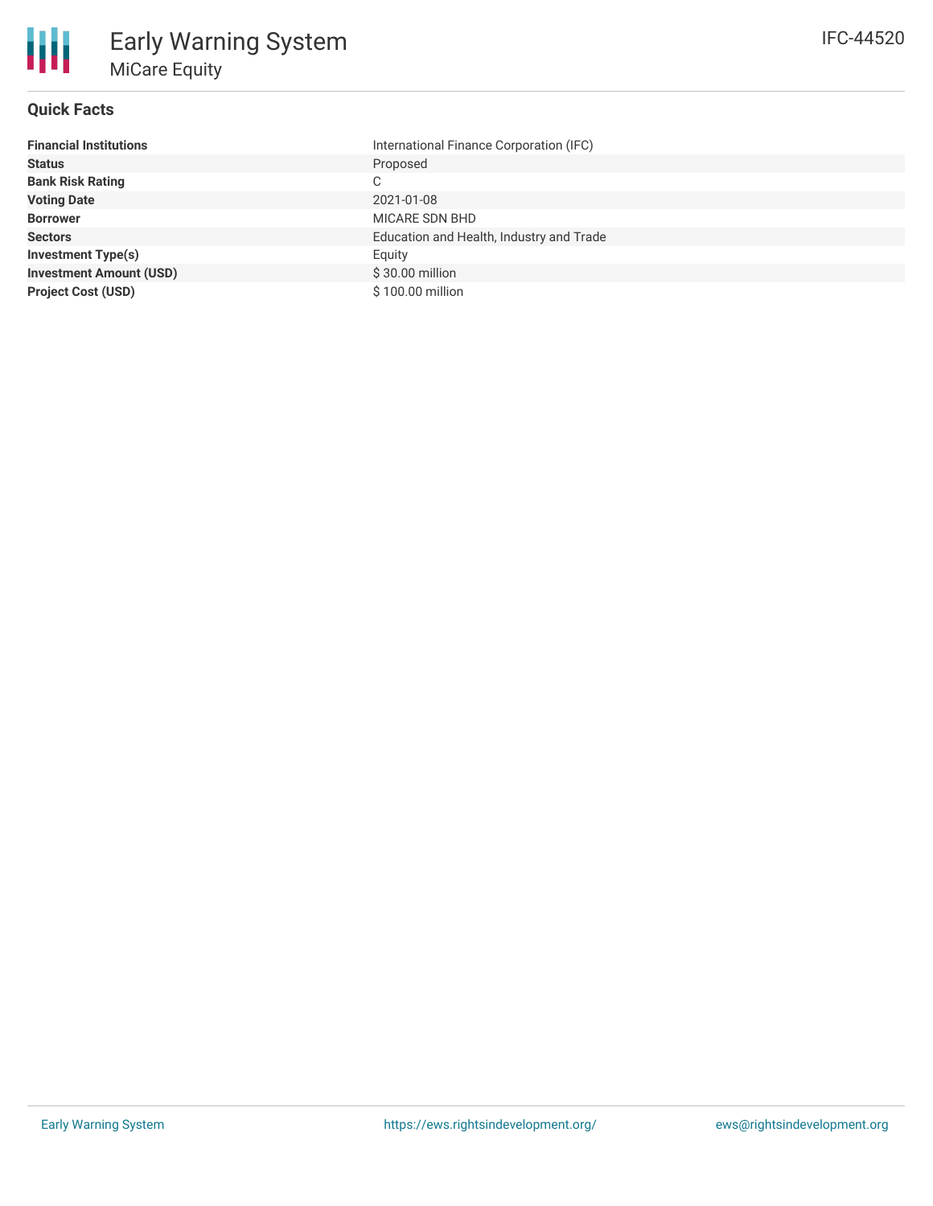# Early Warning System

## MiCare Equity

IFC-44520

### Quick Facts

| | |
|---|---|
| **Financial Institutions** | International Finance Corporation (IFC) |
| **Status** | Proposed |
| **Bank Risk Rating** | C |
| **Voting Date** | 2021-01-08 |
| **Borrower** | MICARE SDN BHD |
| **Sectors** | Education and Health, Industry and Trade |
| **Investment Type(s)** | Equity |
| **Investment Amount (USD)** | $ 30.00 million |
| **Project Cost (USD)** | $ 100.00 million |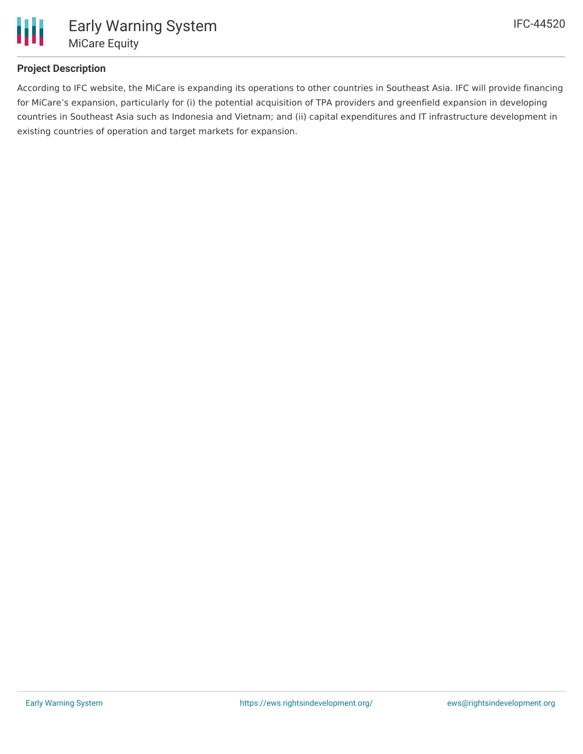## Project Description

According to IFC website, the MiCare is expanding its operations to other countries in Southeast Asia. IFC will provide financing for MiCare's expansion, particularly for (i) the potential acquisition of TPA providers and greenfield expansion in developing countries in Southeast Asia such as Indonesia and Vietnam; and (ii) capital expenditures and IT infrastructure development in existing countries of operation and target markets for expansion.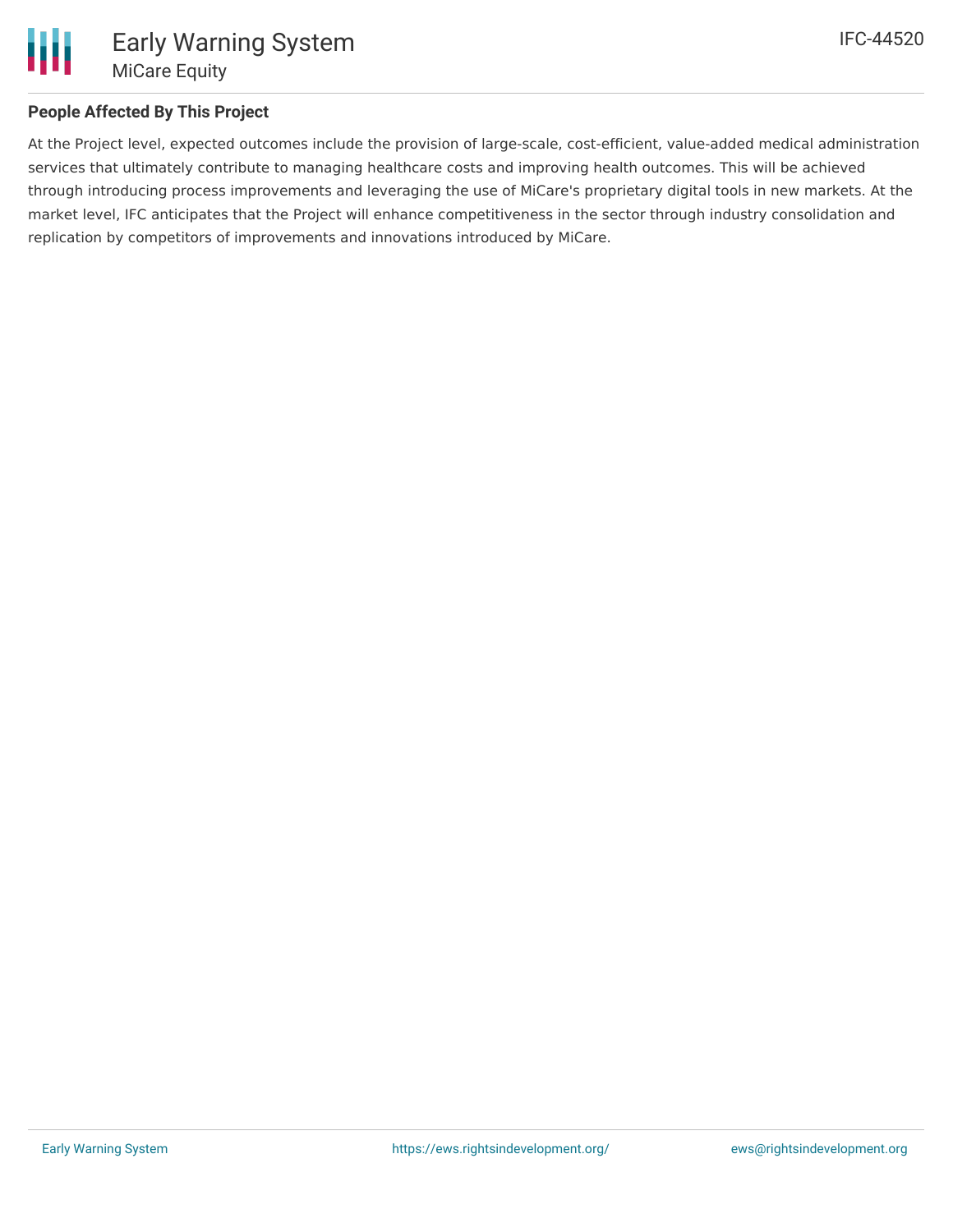## People Affected By This Project

At the Project level, expected outcomes include the provision of large-scale, cost-efficient, value-added medical administration services that ultimately contribute to managing healthcare costs and improving health outcomes. This will be achieved through introducing process improvements and leveraging the use of MiCare's proprietary digital tools in new markets. At the market level, IFC anticipates that the Project will enhance competitiveness in the sector through industry consolidation and replication by competitors of improvements and innovations introduced by MiCare.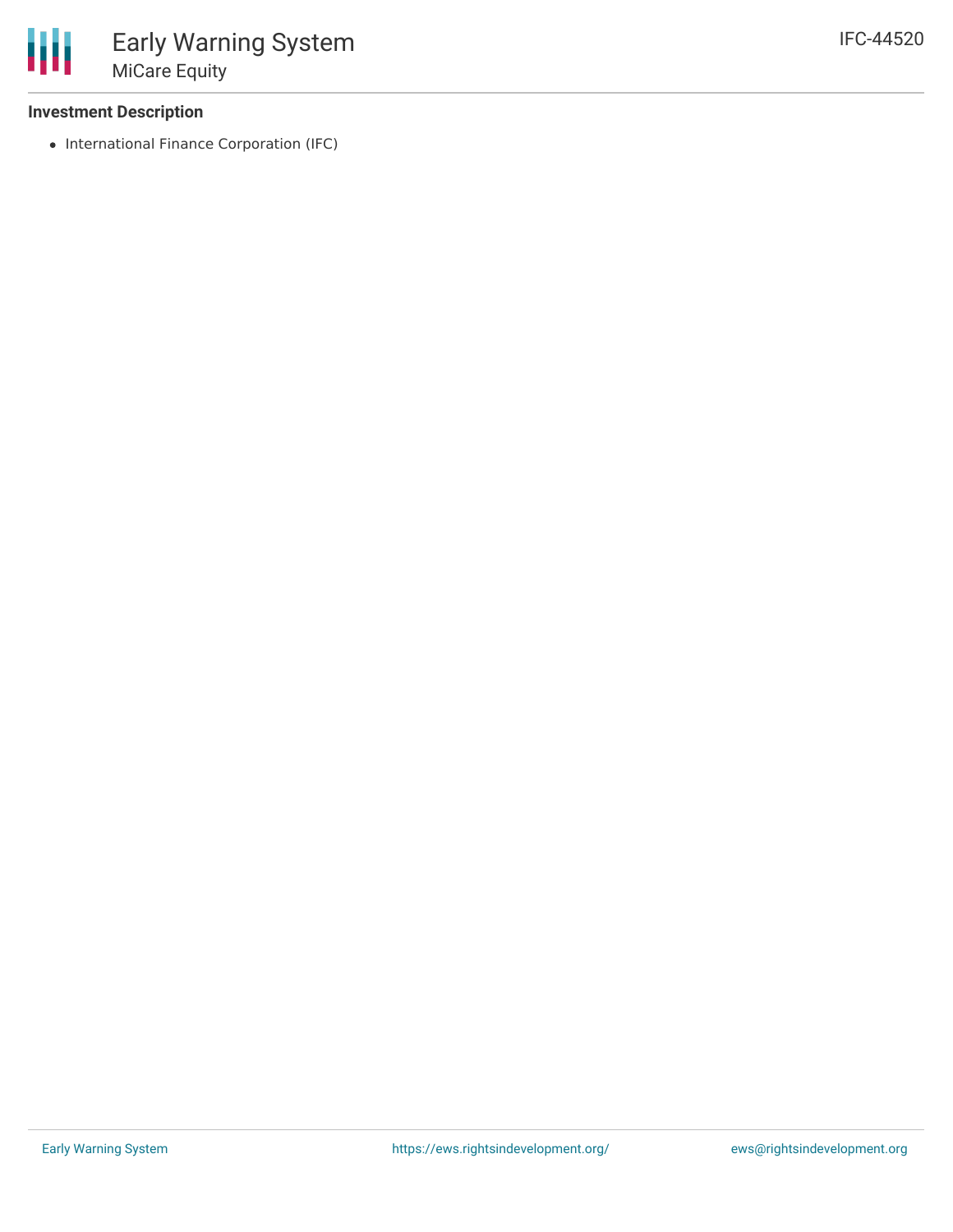**Investment Description**

- International Finance Corporation (IFC)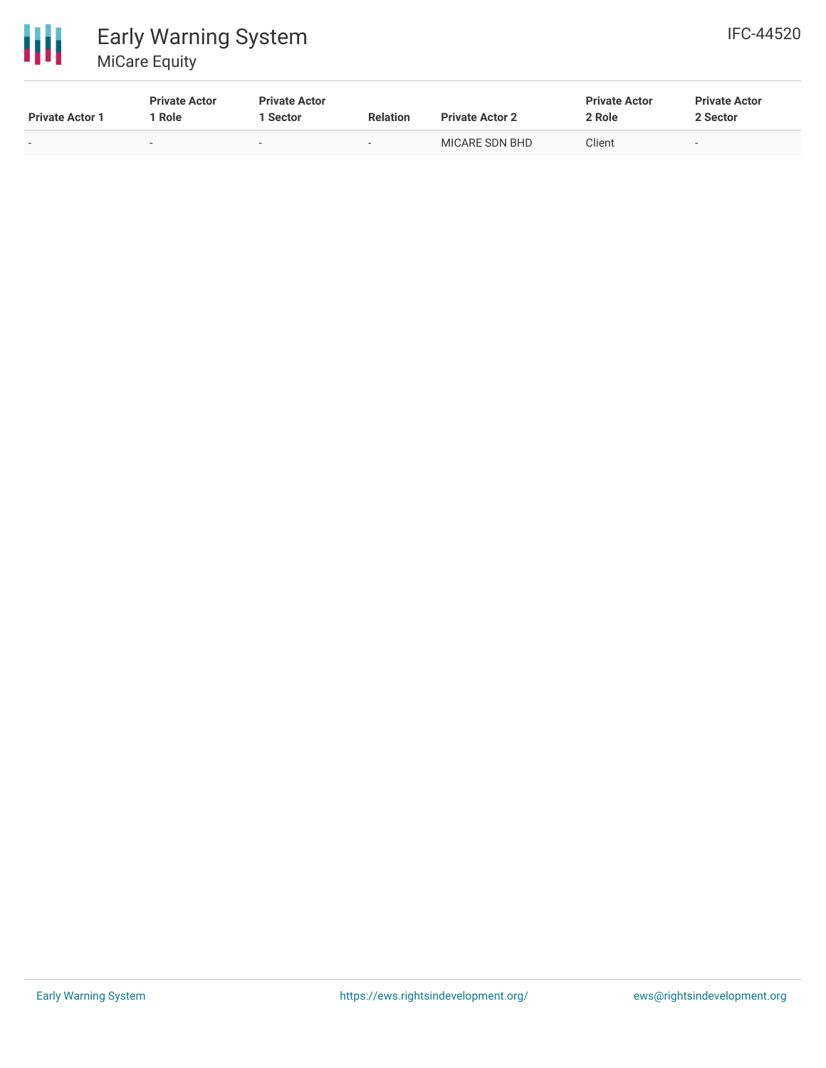| Private Actor 1 | Private Actor 1 Role | Private Actor 1 Sector | Relation | Private Actor 2 | Private Actor 2 Role | Private Actor 2 Sector |
|---|---|---|---|---|---|---|
| - | - | - | - | MICARE SDN BHD | Client | - |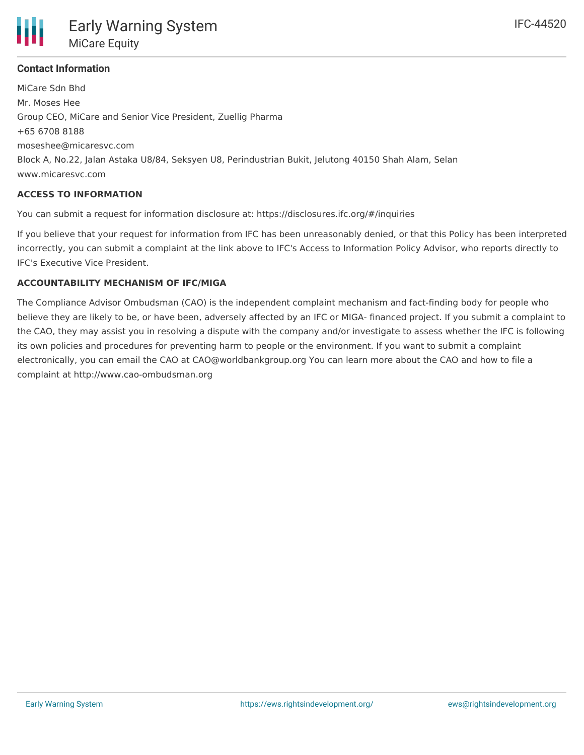### Contact Information

MiCare Sdn Bhd

Mr. Moses Hee

Group CEO, MiCare and Senior Vice President, Zuellig Pharma

+65 6708 8188

moseshee@micaresvc.com

Block A, No.22, Jalan Astaka U8/84, Seksyen U8, Perindustrian Bukit, Jelutong 40150 Shah Alam, Selan

www.micaresvc.com

**ACCESS TO INFORMATION**

You can submit a request for information disclosure at: https://disclosures.ifc.org/#/inquiries

If you believe that your request for information from IFC has been unreasonably denied, or that this Policy has been interpreted incorrectly, you can submit a complaint at the link above to IFC's Access to Information Policy Advisor, who reports directly to IFC's Executive Vice President.

**ACCOUNTABILITY MECHANISM OF IFC/MIGA**

The Compliance Advisor Ombudsman (CAO) is the independent complaint mechanism and fact-finding body for people who believe they are likely to be, or have been, adversely affected by an IFC or MIGA- financed project. If you submit a complaint to the CAO, they may assist you in resolving a dispute with the company and/or investigate to assess whether the IFC is following its own policies and procedures for preventing harm to people or the environment. If you want to submit a complaint electronically, you can email the CAO at CAO@worldbankgroup.org You can learn more about the CAO and how to file a complaint at http://www.cao-ombudsman.org